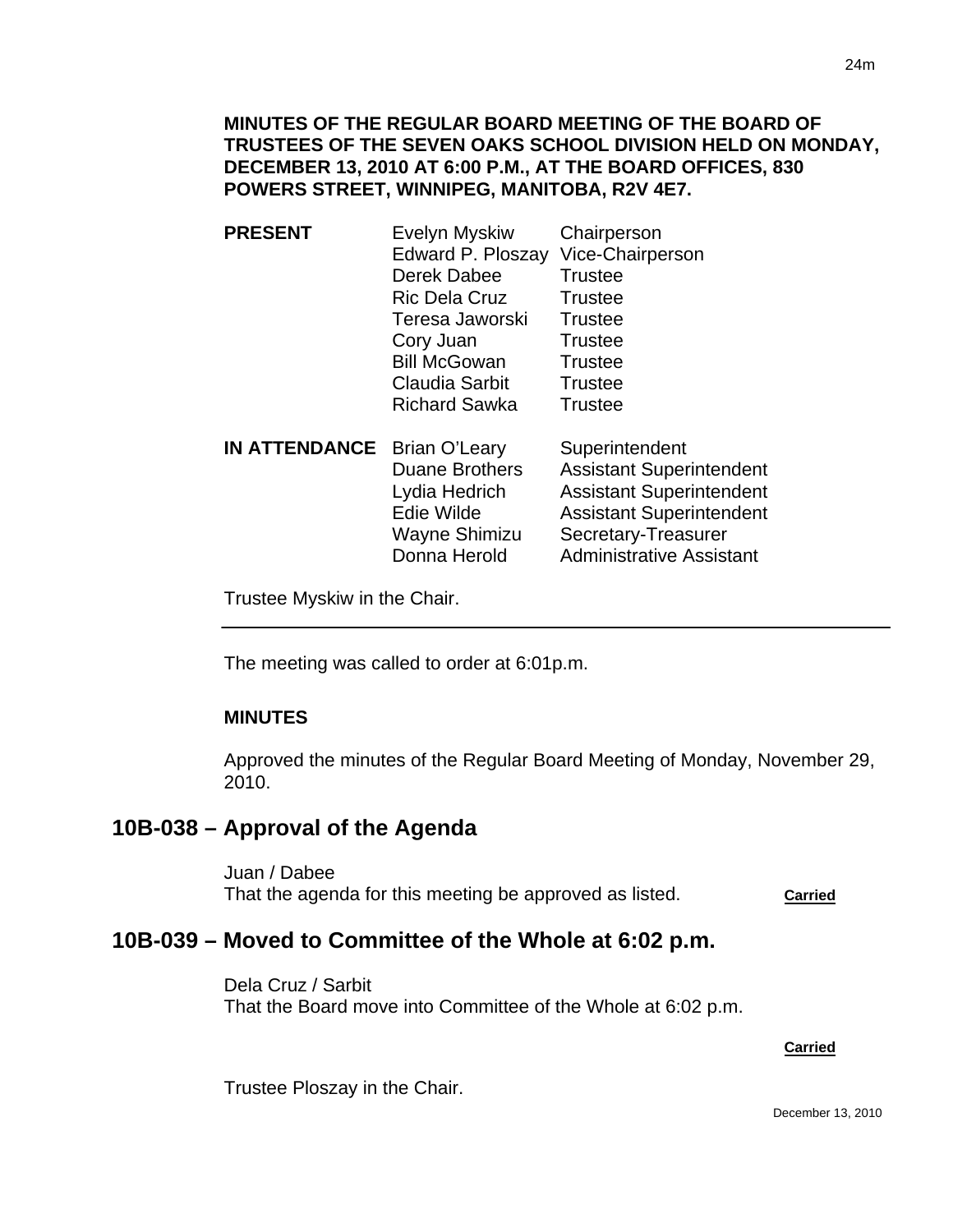**MINUTES OF THE REGULAR BOARD MEETING OF THE BOARD OF TRUSTEES OF THE SEVEN OAKS SCHOOL DIVISION HELD ON MONDAY, DECEMBER 13, 2010 AT 6:00 P.M., AT THE BOARD OFFICES, 830 POWERS STREET, WINNIPEG, MANITOBA, R2V 4E7.**

| | | |
|---|---|---|
| **PRESENT** | Evelyn Myskiw | Chairperson |
| | Edward P. Ploszay | Vice-Chairperson |
| | Derek Dabee | Trustee |
| | Ric Dela Cruz | Trustee |
| | Teresa Jaworski | Trustee |
| | Cory Juan | Trustee |
| | Bill McGowan | Trustee |
| | Claudia Sarbit | Trustee |
| | Richard Sawka | Trustee |
| **IN ATTENDANCE** | Brian O'Leary | Superintendent |
| | Duane Brothers | Assistant Superintendent |
| | Lydia Hedrich | Assistant Superintendent |
| | Edie Wilde | Assistant Superintendent |
| | Wayne Shimizu | Secretary-Treasurer |
| | Donna Herold | Administrative Assistant |

Trustee Myskiw in the Chair.

---

The meeting was called to order at 6:01p.m.

**MINUTES**

Approved the minutes of the Regular Board Meeting of Monday, November 29, 2010.

## 10B-038 – Approval of the Agenda

Juan / Dabee
That the agenda for this meeting be approved as listed. **Carried**

## 10B-039 – Moved to Committee of the Whole at 6:02 p.m.

Dela Cruz / Sarbit
That the Board move into Committee of the Whole at 6:02 p.m.

**Carried**

Trustee Ploszay in the Chair.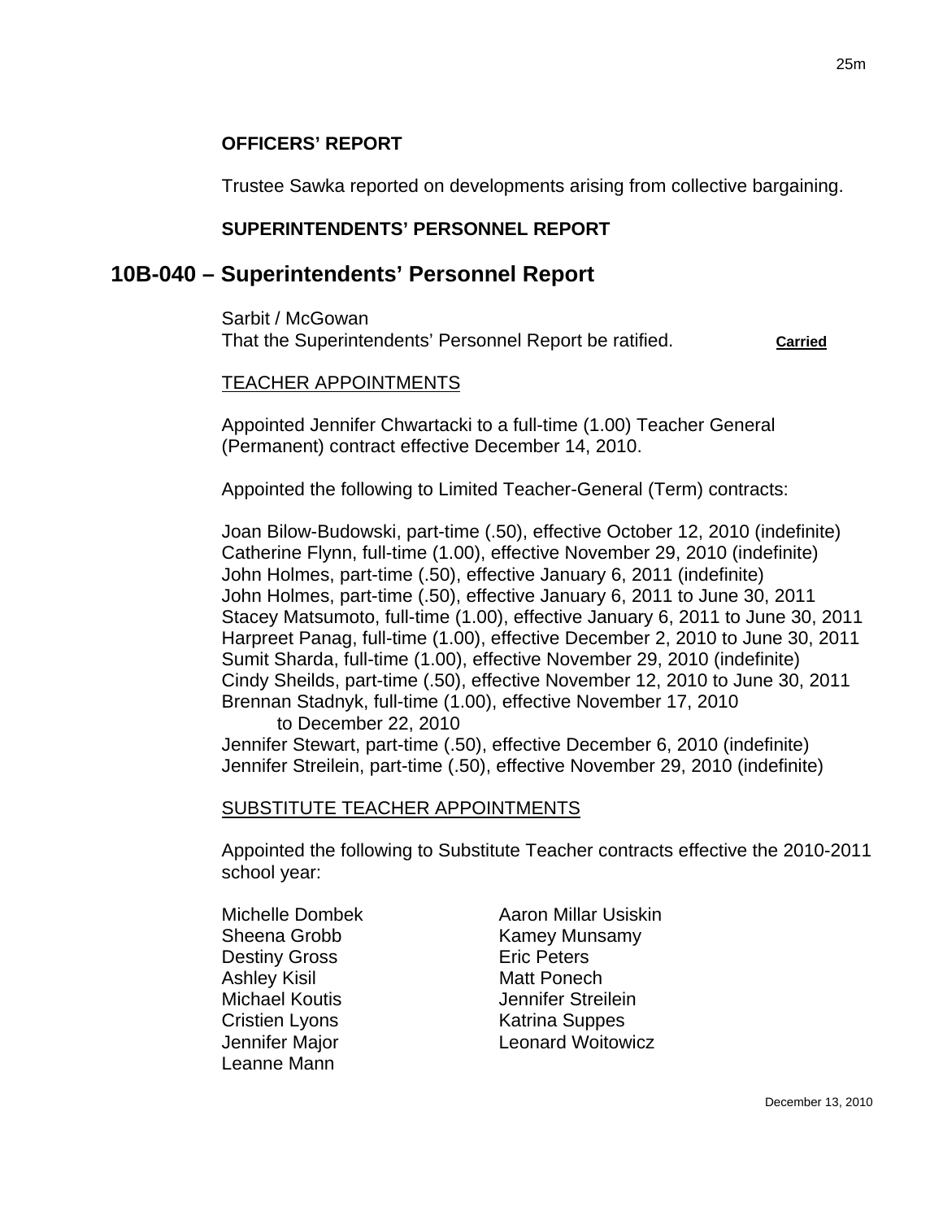**OFFICERS' REPORT**

Trustee Sawka reported on developments arising from collective bargaining.

**SUPERINTENDENTS' PERSONNEL REPORT**

## 10B-040 – Superintendents' Personnel Report

Sarbit / McGowan
That the Superintendents' Personnel Report be ratified. **Carried**

TEACHER APPOINTMENTS

Appointed Jennifer Chwartacki to a full-time (1.00) Teacher General (Permanent) contract effective December 14, 2010.

Appointed the following to Limited Teacher-General (Term) contracts:

Joan Bilow-Budowski, part-time (.50), effective October 12, 2010 (indefinite)
Catherine Flynn, full-time (1.00), effective November 29, 2010 (indefinite)
John Holmes, part-time (.50), effective January 6, 2011 (indefinite)
John Holmes, part-time (.50), effective January 6, 2011 to June 30, 2011
Stacey Matsumoto, full-time (1.00), effective January 6, 2011 to June 30, 2011
Harpreet Panag, full-time (1.00), effective December 2, 2010 to June 30, 2011
Sumit Sharda, full-time (1.00), effective November 29, 2010 (indefinite)
Cindy Sheilds, part-time (.50), effective November 12, 2010 to June 30, 2011
Brennan Stadnyk, full-time (1.00), effective November 17, 2010 to December 22, 2010
Jennifer Stewart, part-time (.50), effective December 6, 2010 (indefinite)
Jennifer Streilein, part-time (.50), effective November 29, 2010 (indefinite)

SUBSTITUTE TEACHER APPOINTMENTS

Appointed the following to Substitute Teacher contracts effective the 2010-2011 school year:

Michelle Dombek
Sheena Grobb
Destiny Gross
Ashley Kisil
Michael Koutis
Cristien Lyons
Jennifer Major
Leanne Mann
Aaron Millar Usiskin
Kamey Munsamy
Eric Peters
Matt Ponech
Jennifer Streilein
Katrina Suppes
Leonard Woitowicz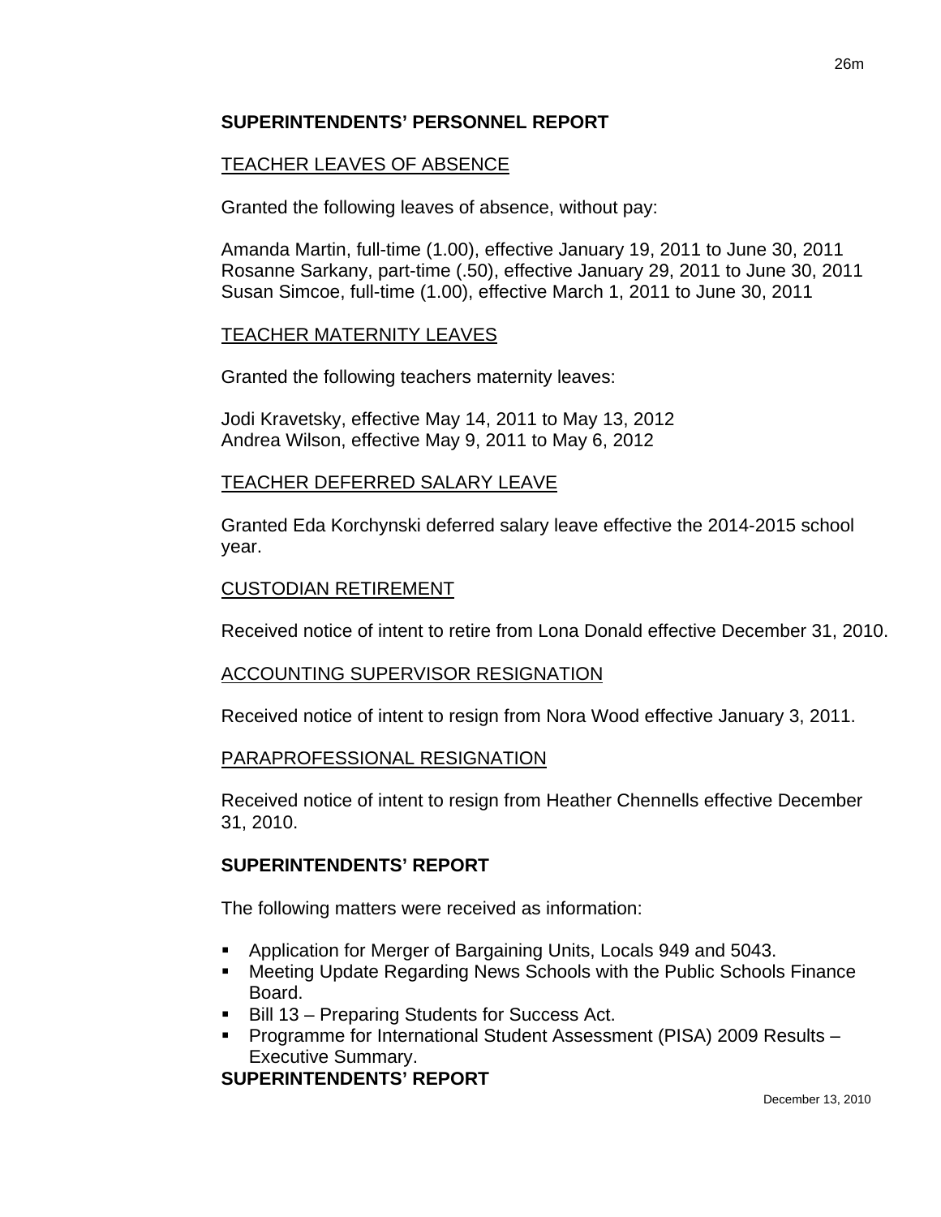## SUPERINTENDENTS' PERSONNEL REPORT

TEACHER LEAVES OF ABSENCE

Granted the following leaves of absence, without pay:

Amanda Martin, full-time (1.00), effective January 19, 2011 to June 30, 2011
Rosanne Sarkany, part-time (.50), effective January 29, 2011 to June 30, 2011
Susan Simcoe, full-time (1.00), effective March 1, 2011 to June 30, 2011

TEACHER MATERNITY LEAVES

Granted the following teachers maternity leaves:

Jodi Kravetsky, effective May 14, 2011 to May 13, 2012
Andrea Wilson, effective May 9, 2011 to May 6, 2012

TEACHER DEFERRED SALARY LEAVE

Granted Eda Korchynski deferred salary leave effective the 2014-2015 school year.

CUSTODIAN RETIREMENT

Received notice of intent to retire from Lona Donald effective December 31, 2010.

ACCOUNTING SUPERVISOR RESIGNATION

Received notice of intent to resign from Nora Wood effective January 3, 2011.

PARAPROFESSIONAL RESIGNATION

Received notice of intent to resign from Heather Chennells effective December 31, 2010.

## SUPERINTENDENTS' REPORT

The following matters were received as information:

- Application for Merger of Bargaining Units, Locals 949 and 5043.
- Meeting Update Regarding News Schools with the Public Schools Finance Board.
- Bill 13 – Preparing Students for Success Act.
- Programme for International Student Assessment (PISA) 2009 Results – Executive Summary.

## SUPERINTENDENTS' REPORT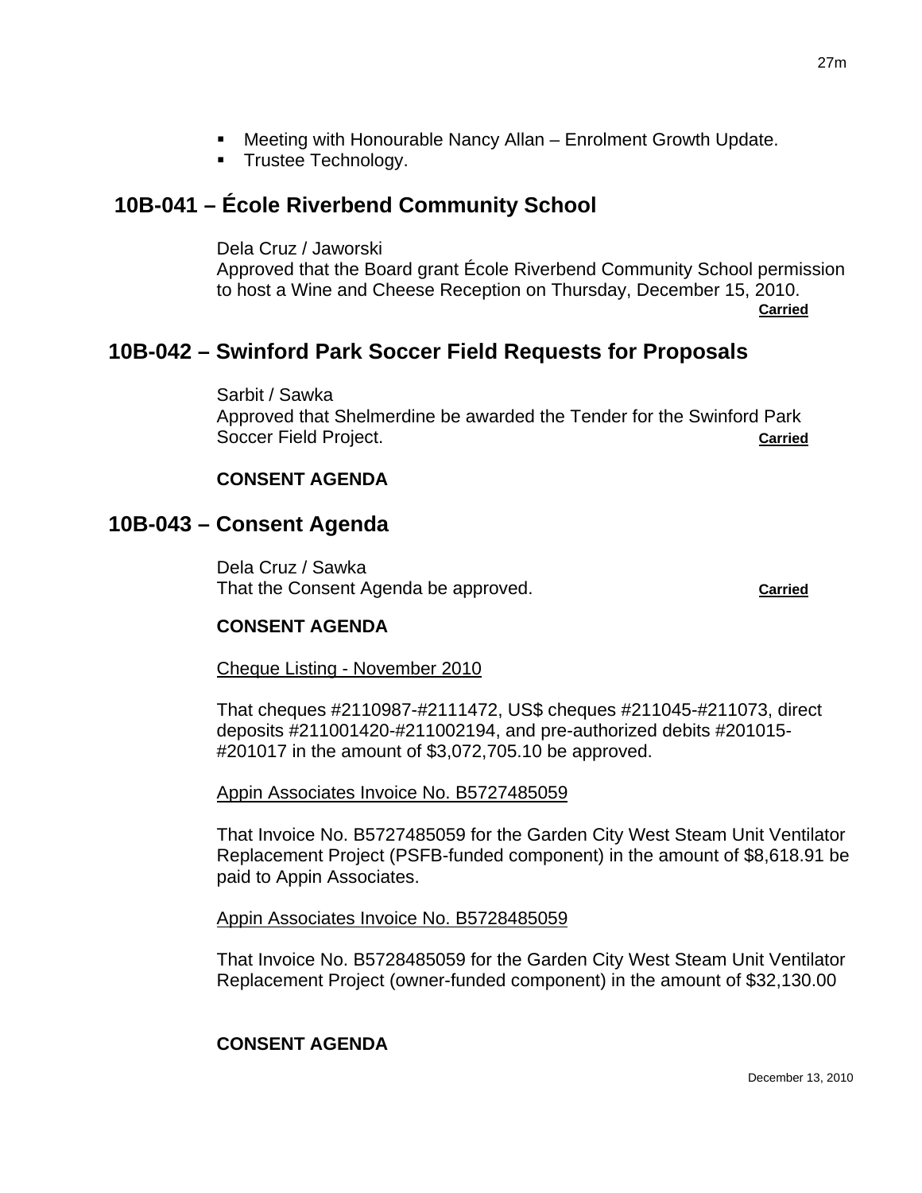- Meeting with Honourable Nancy Allan – Enrolment Growth Update.
- Trustee Technology.

## 10B-041 – École Riverbend Community School

Dela Cruz / Jaworski
Approved that the Board grant École Riverbend Community School permission to host a Wine and Cheese Reception on Thursday, December 15, 2010.
**Carried**

## 10B-042 – Swinford Park Soccer Field Requests for Proposals

Sarbit / Sawka
Approved that Shelmerdine be awarded the Tender for the Swinford Park Soccer Field Project. **Carried**

**CONSENT AGENDA**

## 10B-043 – Consent Agenda

Dela Cruz / Sawka
That the Consent Agenda be approved. **Carried**

**CONSENT AGENDA**

Cheque Listing - November 2010

That cheques #2110987-#2111472, US$ cheques #211045-#211073, direct deposits #211001420-#211002194, and pre-authorized debits #201015-#201017 in the amount of $3,072,705.10 be approved.

Appin Associates Invoice No. B5727485059

That Invoice No. B5727485059 for the Garden City West Steam Unit Ventilator Replacement Project (PSFB-funded component) in the amount of $8,618.91 be paid to Appin Associates.

Appin Associates Invoice No. B5728485059

That Invoice No. B5728485059 for the Garden City West Steam Unit Ventilator Replacement Project (owner-funded component) in the amount of $32,130.00

**CONSENT AGENDA**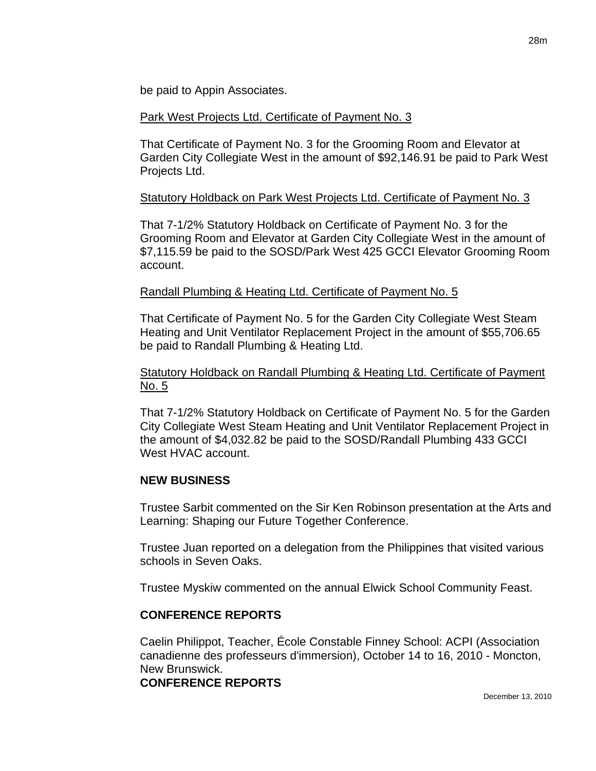be paid to Appin Associates.

Park West Projects Ltd. Certificate of Payment No. 3

That Certificate of Payment No. 3 for the Grooming Room and Elevator at Garden City Collegiate West in the amount of $92,146.91 be paid to Park West Projects Ltd.

Statutory Holdback on Park West Projects Ltd. Certificate of Payment No. 3

That 7-1/2% Statutory Holdback on Certificate of Payment No. 3 for the Grooming Room and Elevator at Garden City Collegiate West in the amount of $7,115.59 be paid to the SOSD/Park West 425 GCCI Elevator Grooming Room account.

Randall Plumbing & Heating Ltd. Certificate of Payment No. 5

That Certificate of Payment No. 5 for the Garden City Collegiate West Steam Heating and Unit Ventilator Replacement Project in the amount of $55,706.65 be paid to Randall Plumbing & Heating Ltd.

Statutory Holdback on Randall Plumbing & Heating Ltd. Certificate of Payment No. 5

That 7-1/2% Statutory Holdback on Certificate of Payment No. 5 for the Garden City Collegiate West Steam Heating and Unit Ventilator Replacement Project in the amount of $4,032.82 be paid to the SOSD/Randall Plumbing 433 GCCI West HVAC account.

**NEW BUSINESS**

Trustee Sarbit commented on the Sir Ken Robinson presentation at the Arts and Learning: Shaping our Future Together Conference.

Trustee Juan reported on a delegation from the Philippines that visited various schools in Seven Oaks.

Trustee Myskiw commented on the annual Elwick School Community Feast.

**CONFERENCE REPORTS**

Caelin Philippot, Teacher, École Constable Finney School: ACPI (Association canadienne des professeurs d'immersion), October 14 to 16, 2010 - Moncton, New Brunswick.

**CONFERENCE REPORTS**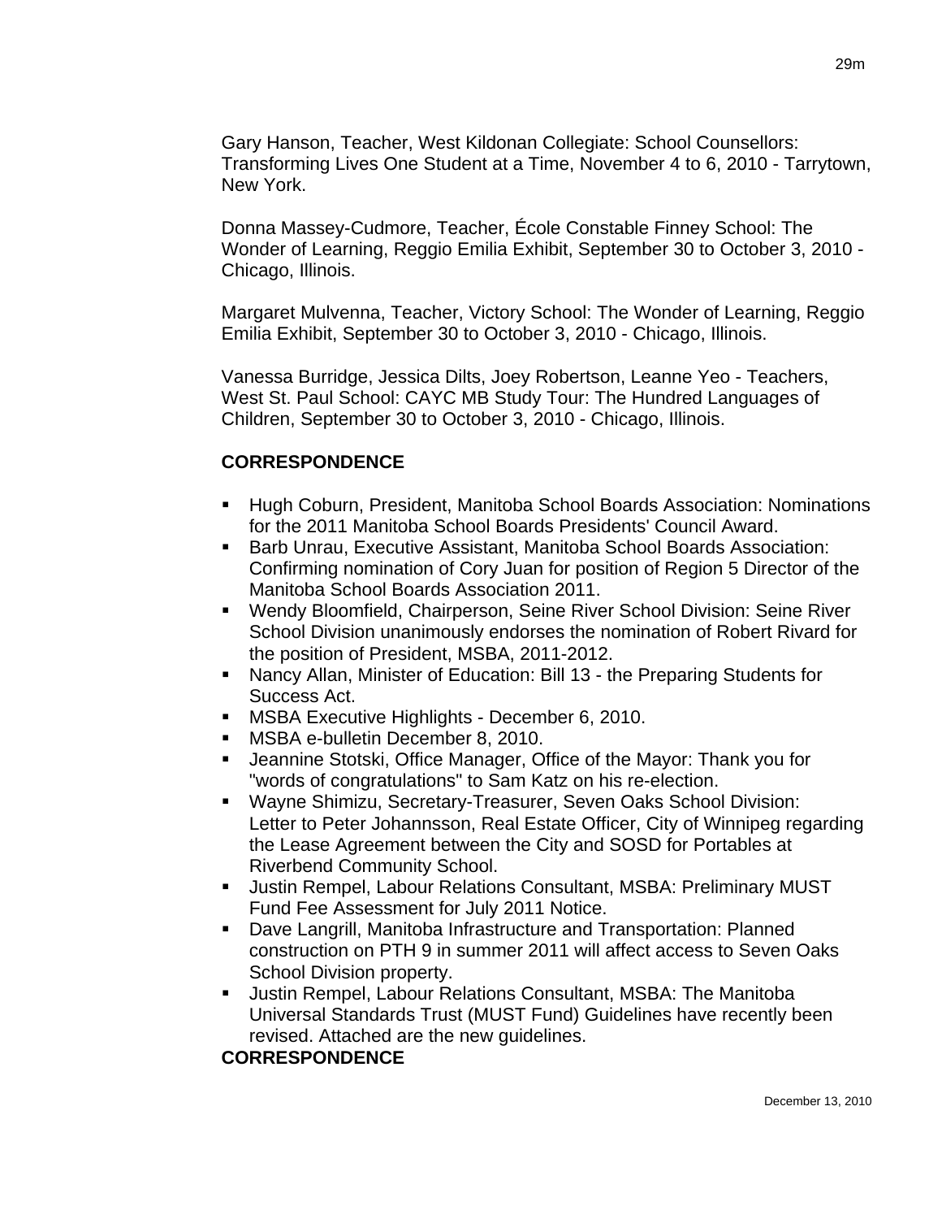Gary Hanson, Teacher, West Kildonan Collegiate: School Counsellors: Transforming Lives One Student at a Time, November 4 to 6, 2010 - Tarrytown, New York.

Donna Massey-Cudmore, Teacher, École Constable Finney School: The Wonder of Learning, Reggio Emilia Exhibit, September 30 to October 3, 2010 - Chicago, Illinois.

Margaret Mulvenna, Teacher, Victory School: The Wonder of Learning, Reggio Emilia Exhibit, September 30 to October 3, 2010 - Chicago, Illinois.

Vanessa Burridge, Jessica Dilts, Joey Robertson, Leanne Yeo - Teachers, West St. Paul School: CAYC MB Study Tour: The Hundred Languages of Children, September 30 to October 3, 2010 - Chicago, Illinois.

**CORRESPONDENCE**

- Hugh Coburn, President, Manitoba School Boards Association: Nominations for the 2011 Manitoba School Boards Presidents' Council Award.
- Barb Unrau, Executive Assistant, Manitoba School Boards Association: Confirming nomination of Cory Juan for position of Region 5 Director of the Manitoba School Boards Association 2011.
- Wendy Bloomfield, Chairperson, Seine River School Division: Seine River School Division unanimously endorses the nomination of Robert Rivard for the position of President, MSBA, 2011-2012.
- Nancy Allan, Minister of Education: Bill 13 - the Preparing Students for Success Act.
- MSBA Executive Highlights - December 6, 2010.
- MSBA e-bulletin December 8, 2010.
- Jeannine Stotski, Office Manager, Office of the Mayor: Thank you for "words of congratulations" to Sam Katz on his re-election.
- Wayne Shimizu, Secretary-Treasurer, Seven Oaks School Division: Letter to Peter Johannsson, Real Estate Officer, City of Winnipeg regarding the Lease Agreement between the City and SOSD for Portables at Riverbend Community School.
- Justin Rempel, Labour Relations Consultant, MSBA: Preliminary MUST Fund Fee Assessment for July 2011 Notice.
- Dave Langrill, Manitoba Infrastructure and Transportation: Planned construction on PTH 9 in summer 2011 will affect access to Seven Oaks School Division property.
- Justin Rempel, Labour Relations Consultant, MSBA: The Manitoba Universal Standards Trust (MUST Fund) Guidelines have recently been revised. Attached are the new guidelines.

**CORRESPONDENCE**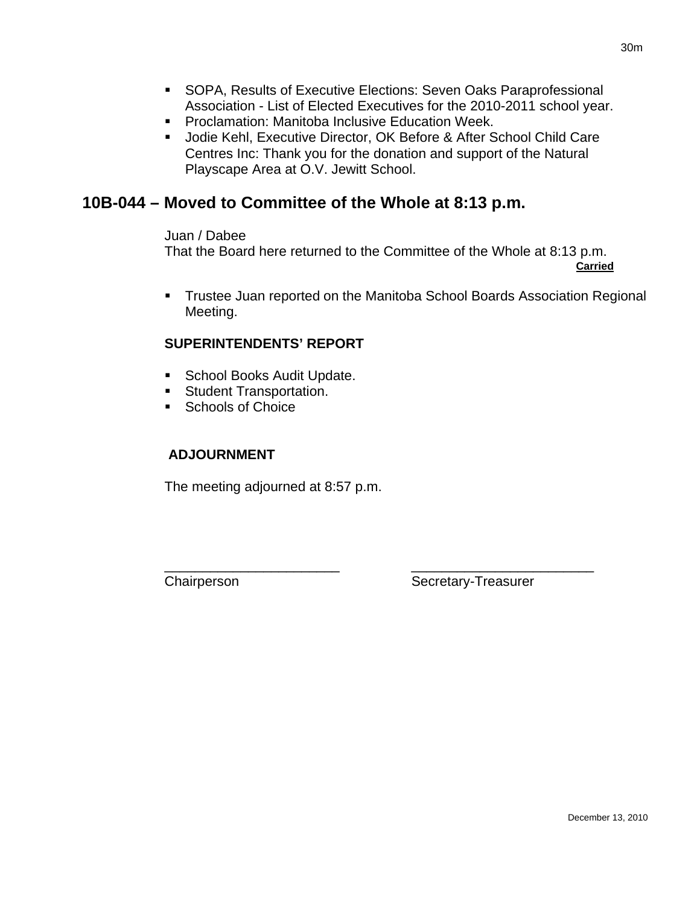- SOPA, Results of Executive Elections: Seven Oaks Paraprofessional Association - List of Elected Executives for the 2010-2011 school year.
- Proclamation: Manitoba Inclusive Education Week.
- Jodie Kehl, Executive Director, OK Before & After School Child Care Centres Inc: Thank you for the donation and support of the Natural Playscape Area at O.V. Jewitt School.

## 10B-044 – Moved to Committee of the Whole at 8:13 p.m.

Juan / Dabee
That the Board here returned to the Committee of the Whole at 8:13 p.m.

**Carried**

- Trustee Juan reported on the Manitoba School Boards Association Regional Meeting.

**SUPERINTENDENTS' REPORT**

- School Books Audit Update.
- Student Transportation.
- Schools of Choice

**ADJOURNMENT**

The meeting adjourned at 8:57 p.m.

_______________________ _______________________
Chairperson Secretary-Treasurer